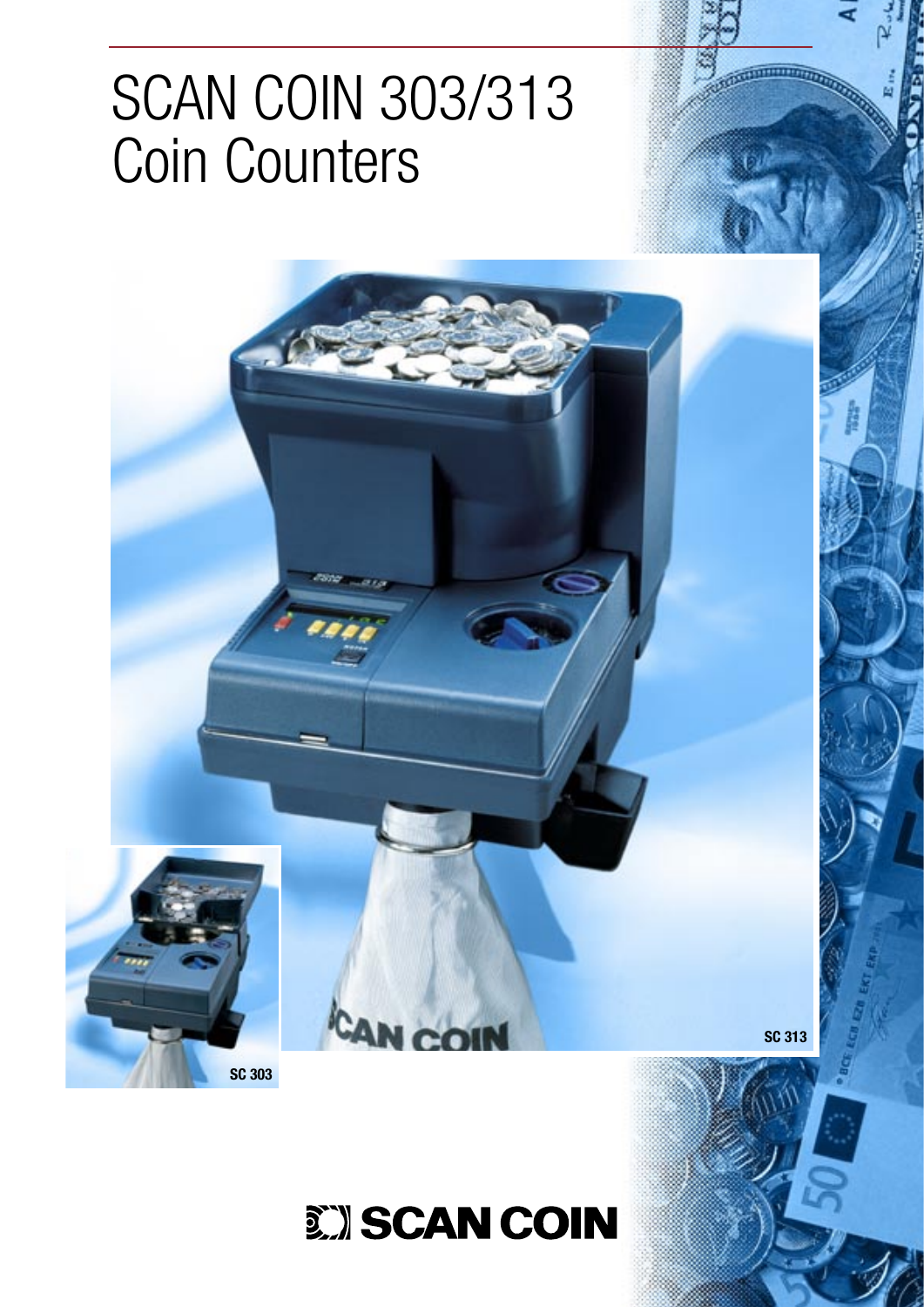# SCAN COIN 303/313 Coin Counters

SC 303

SC 313

SCAN COIN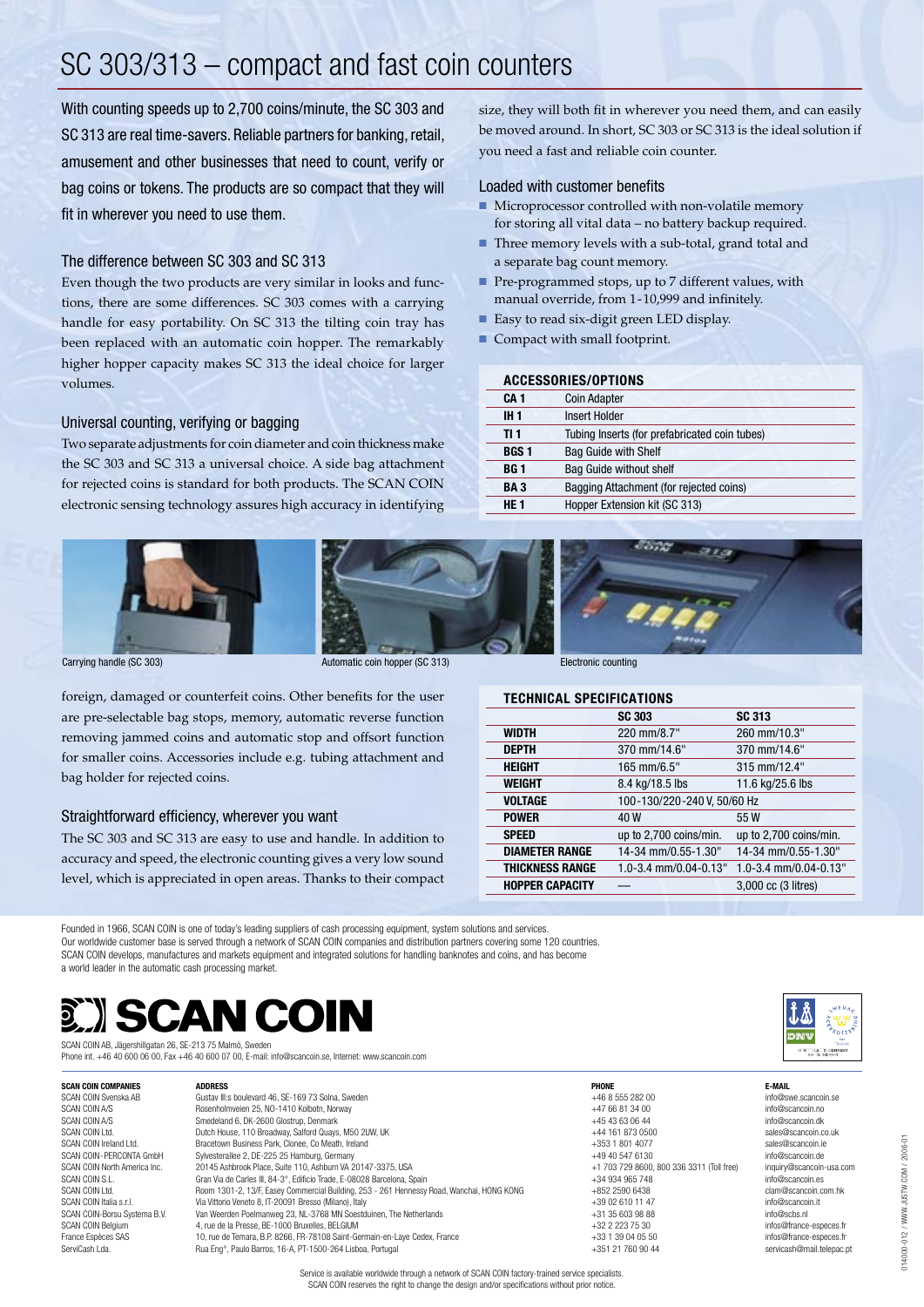# SC 303/313 – compact and fast coin counters

With counting speeds up to 2,700 coins/minute, the SC 303 and SC 313 are real time-savers. Reliable partners for banking, retail, amusement and other businesses that need to count, verify or bag coins or tokens. The products are so compact that they will fit in wherever you need to use them.

## The difference between SC 303 and SC 313

Even though the two products are very similar in looks and functions, there are some differences. SC 303 comes with a carrying handle for easy portability. On SC 313 the tilting coin tray has been replaced with an automatic coin hopper. The remarkably higher hopper capacity makes SC 313 the ideal choice for larger volumes.

## Universal counting, verifying or bagging

Two separate adjustments for coin diameter and coin thickness make the SC 303 and SC 313 a universal choice. A side bag attachment for rejected coins is standard for both products. The SCAN COIN electronic sensing technology assures high accuracy in identifying foreign, damaged or counterfeit coins. Other benefits for the user are pre-selectable bag stops, memory, automatic reverse function removing jammed coins and automatic stop and offsort function for smaller coins. Accessories include e.g. tubing attachment and bag holder for rejected coins.

## Straightforward efficiency, wherever you want

The SC 303 and SC 313 are easy to use and handle. In addition to accuracy and speed, the electronic counting gives a very low sound level, which is appreciated in open areas. Thanks to their compact size, they will both fit in wherever you need them, and can easily be moved around. In short, SC 303 or SC 313 is the ideal solution if you need a fast and reliable coin counter.

## Loaded with customer benefits

- Microprocessor controlled with non-volatile memory for storing all vital data – no battery backup required.
- Three memory levels with a sub-total, grand total and a separate bag count memory.
- Pre-programmed stops, up to 7 different values, with manual override, from 1-10,999 and infinitely.
- Easy to read six-digit green LED display.
- Compact with small footprint.

### ACCESSORIES/OPTIONS

| | |
|---|---|
| **CA 1** | Coin Adapter |
| **IH 1** | Insert Holder |
| **TI 1** | Tubing Inserts (for prefabricated coin tubes) |
| **BGS 1** | Bag Guide with Shelf |
| **BG 1** | Bag Guide without shelf |
| **BA 3** | Bagging Attachment (for rejected coins) |
| **HE 1** | Hopper Extension kit (SC 313) |

Carrying handle (SC 303)

Automatic coin hopper (SC 313)

Electronic counting

### TECHNICAL SPECIFICATIONS

| | SC 303 | SC 313 |
|---|---|---|
| **WIDTH** | 220 mm/8.7" | 260 mm/10.3" |
| **DEPTH** | 370 mm/14.6" | 370 mm/14.6" |
| **HEIGHT** | 165 mm/6.5" | 315 mm/12.4" |
| **WEIGHT** | 8.4 kg/18.5 lbs | 11.6 kg/25.6 lbs |
| **VOLTAGE** | 100-130/220-240 V, 50/60 Hz | |
| **POWER** | 40 W | 55 W |
| **SPEED** | up to 2,700 coins/min. | up to 2,700 coins/min. |
| **DIAMETER RANGE** | 14-34 mm/0.55-1.30" | 14-34 mm/0.55-1.30" |
| **THICKNESS RANGE** | 1.0-3.4 mm/0.04-0.13" | 1.0-3.4 mm/0.04-0.13" |
| **HOPPER CAPACITY** | — | 3,000 cc (3 litres) |

Founded in 1966, SCAN COIN is one of today's leading suppliers of cash processing equipment, system solutions and services. Our worldwide customer base is served through a network of SCAN COIN companies and distribution partners covering some 120 countries. SCAN COIN develops, manufactures and markets equipment and integrated solutions for handling banknotes and coins, and has become a world leader in the automatic cash processing market.

**SCAN COIN**

SCAN COIN AB, Jägershillgatan 26, SE-213 75 Malmö, Sweden
Phone int. +46 40 600 06 00, Fax +46 40 600 07 00, E-mail: info@scancoin.se, Internet: www.scancoin.com

| SCAN COIN COMPANIES | ADDRESS | PHONE | E-MAIL |
|---|---|---|---|
| SCAN COIN Svenska AB | Gustav III:s boulevard 46, SE-169 73 Solna, Sweden | +46 8 555 282 00 | info@swe.scancoin.se |
| SCAN COIN A/S | Rosenholmveien 25, NO-1410 Kolbotn, Norway | +47 66 81 34 00 | info@scancoin.no |
| SCAN COIN A/S | Smedeland 6, DK-2600 Glostrup, Denmark | +45 43 63 06 44 | info@scancoin.dk |
| SCAN COIN Ltd. | Dutch House, 110 Broadway, Salford Quays, M50 2UW, UK | +44 161 873 0500 | sales@scancoin.co.uk |
| SCAN COIN Ireland Ltd. | Bracetown Business Park, Clonee, Co Meath, Ireland | +353 1 801 4077 | sales@scancoin.ie |
| SCAN COIN-PERCONTA GmbH | Sylvesterallee 2, DE-225 25 Hamburg, Germany | +49 40 547 6130 | info@scancoin.de |
| SCAN COIN North America Inc. | 20145 Ashbrook Place, Suite 110, Ashburn VA 20147-3375, USA | +1 703 729 8600, 800 336 3311 (Toll free) | inquiry@scancoin-usa.com |
| SCAN COIN S.L. | Gran Via de Carles III, 84-3°, Edificio Trade, E-08028 Barcelona, Spain | +34 934 965 748 | info@scancoin.es |
| SCAN COIN Ltd. | Room 1301-2, 13/F, Easey Commercial Building, 253 - 261 Hennessy Road, Wanchai, HONG KONG | +852 2590 6438 | clam@scancoin.com.hk |
| SCAN COIN Italia s.r.l. | Via Vittorio Veneto 8, IT-20091 Bresso (Milano), Italy | +39 02 610 11 47 | info@scancoin.it |
| SCAN COIN-Borsu Systema B.V. | Van Weerden Poelmanweg 23, NL-3768 MN Soestduinen, The Netherlands | +31 35 603 98 88 | info@scbs.nl |
| SCAN COIN Belgium | 4, rue de la Presse, BE-1000 Bruxelles, BELGIUM | +32 2 223 75 30 | infos@france-especes.fr |
| France Espèces SAS | 10, rue de Temara, B.P. 8266, FR-78108 Saint-Germain-en-Laye Cedex, France | +33 1 39 04 05 50 | infos@france-especes.fr |
| ServiCash Lda. | Rua Eng°, Paulo Barros, 16-A, PT-1500-264 Lisboa, Portugal | +351 21 760 90 44 | servicash@mail.telepac.pt |

Service is available worldwide through a network of SCAN COIN factory-trained service specialists.
SCAN COIN reserves the right to change the design and/or specifications without prior notice.

014000-012 / WWW.JUSTW.COM / 2006-01